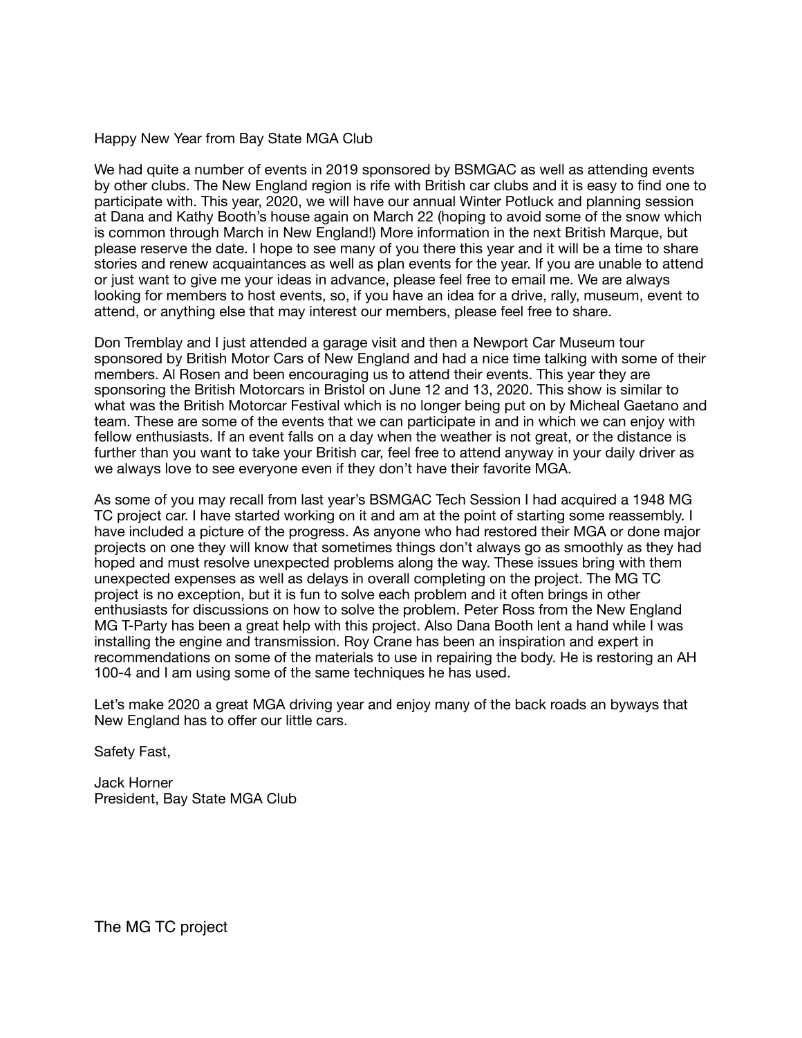Happy New Year from Bay State MGA Club

We had quite a number of events in 2019 sponsored by BSMGAC as well as attending events by other clubs. The New England region is rife with British car clubs and it is easy to find one to participate with. This year, 2020, we will have our annual Winter Potluck and planning session at Dana and Kathy Booth's house again on March 22 (hoping to avoid some of the snow which is common through March in New England!) More information in the next British Marque, but please reserve the date. I hope to see many of you there this year and it will be a time to share stories and renew acquaintances as well as plan events for the year. If you are unable to attend or just want to give me your ideas in advance, please feel free to email me. We are always looking for members to host events, so, if you have an idea for a drive, rally, museum, event to attend, or anything else that may interest our members, please feel free to share.

Don Tremblay and I just attended a garage visit and then a Newport Car Museum tour sponsored by British Motor Cars of New England and had a nice time talking with some of their members. Al Rosen and been encouraging us to attend their events. This year they are sponsoring the British Motorcars in Bristol on June 12 and 13, 2020. This show is similar to what was the British Motorcar Festival which is no longer being put on by Micheal Gaetano and team. These are some of the events that we can participate in and in which we can enjoy with fellow enthusiasts. If an event falls on a day when the weather is not great, or the distance is further than you want to take your British car, feel free to attend anyway in your daily driver as we always love to see everyone even if they don't have their favorite MGA.

As some of you may recall from last year's BSMGAC Tech Session I had acquired a 1948 MG TC project car. I have started working on it and am at the point of starting some reassembly. I have included a picture of the progress. As anyone who had restored their MGA or done major projects on one they will know that sometimes things don't always go as smoothly as they had hoped and must resolve unexpected problems along the way. These issues bring with them unexpected expenses as well as delays in overall completing on the project. The MG TC project is no exception, but it is fun to solve each problem and it often brings in other enthusiasts for discussions on how to solve the problem. Peter Ross from the New England MG T-Party has been a great help with this project. Also Dana Booth lent a hand while I was installing the engine and transmission. Roy Crane has been an inspiration and expert in recommendations on some of the materials to use in repairing the body. He is restoring an AH 100-4 and I am using some of the same techniques he has used.

Let's make 2020 a great MGA driving year and enjoy many of the back roads an byways that New England has to offer our little cars.

Safety Fast,

Jack Horner
President, Bay State MGA Club

The MG TC project